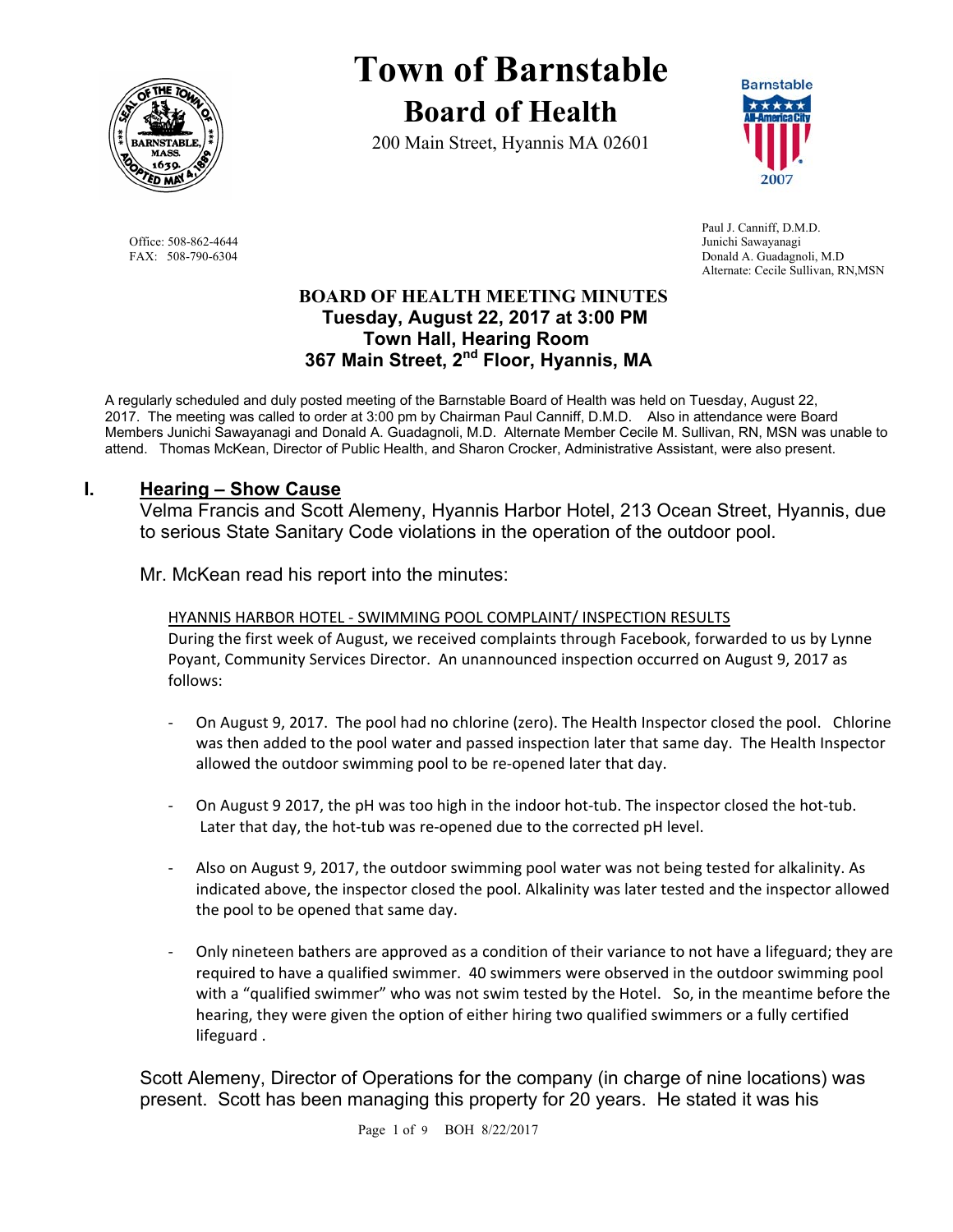# Town of Barnstable

## Board of Health

200 Main Street, Hyannis MA 02601

Office: 508-862-4644
FAX: 508-790-6304

Paul J. Canniff, D.M.D.
Junichi Sawayanagi
Donald A. Guadagnoli, M.D
Alternate: Cecile Sullivan, RN,MSN

### BOARD OF HEALTH MEETING MINUTES
**Tuesday, August 22, 2017 at 3:00 PM**
**Town Hall, Hearing Room**
**367 Main Street, 2nd Floor, Hyannis, MA**

A regularly scheduled and duly posted meeting of the Barnstable Board of Health was held on Tuesday, August 22, 2017. The meeting was called to order at 3:00 pm by Chairman Paul Canniff, D.M.D. Also in attendance were Board Members Junichi Sawayanagi and Donald A. Guadagnoli, M.D. Alternate Member Cecile M. Sullivan, RN, MSN was unable to attend. Thomas McKean, Director of Public Health, and Sharon Crocker, Administrative Assistant, were also present.

## I. Hearing – Show Cause

Velma Francis and Scott Alemeny, Hyannis Harbor Hotel, 213 Ocean Street, Hyannis, due to serious State Sanitary Code violations in the operation of the outdoor pool.

Mr. McKean read his report into the minutes:

HYANNIS HARBOR HOTEL - SWIMMING POOL COMPLAINT/ INSPECTION RESULTS

During the first week of August, we received complaints through Facebook, forwarded to us by Lynne Poyant, Community Services Director. An unannounced inspection occurred on August 9, 2017 as follows:

- On August 9, 2017. The pool had no chlorine (zero). The Health Inspector closed the pool. Chlorine was then added to the pool water and passed inspection later that same day. The Health Inspector allowed the outdoor swimming pool to be re-opened later that day.
- On August 9 2017, the pH was too high in the indoor hot-tub. The inspector closed the hot-tub. Later that day, the hot-tub was re-opened due to the corrected pH level.
- Also on August 9, 2017, the outdoor swimming pool water was not being tested for alkalinity. As indicated above, the inspector closed the pool. Alkalinity was later tested and the inspector allowed the pool to be opened that same day.
- Only nineteen bathers are approved as a condition of their variance to not have a lifeguard; they are required to have a qualified swimmer. 40 swimmers were observed in the outdoor swimming pool with a "qualified swimmer" who was not swim tested by the Hotel. So, in the meantime before the hearing, they were given the option of either hiring two qualified swimmers or a fully certified lifeguard .

Scott Alemeny, Director of Operations for the company (in charge of nine locations) was present. Scott has been managing this property for 20 years. He stated it was his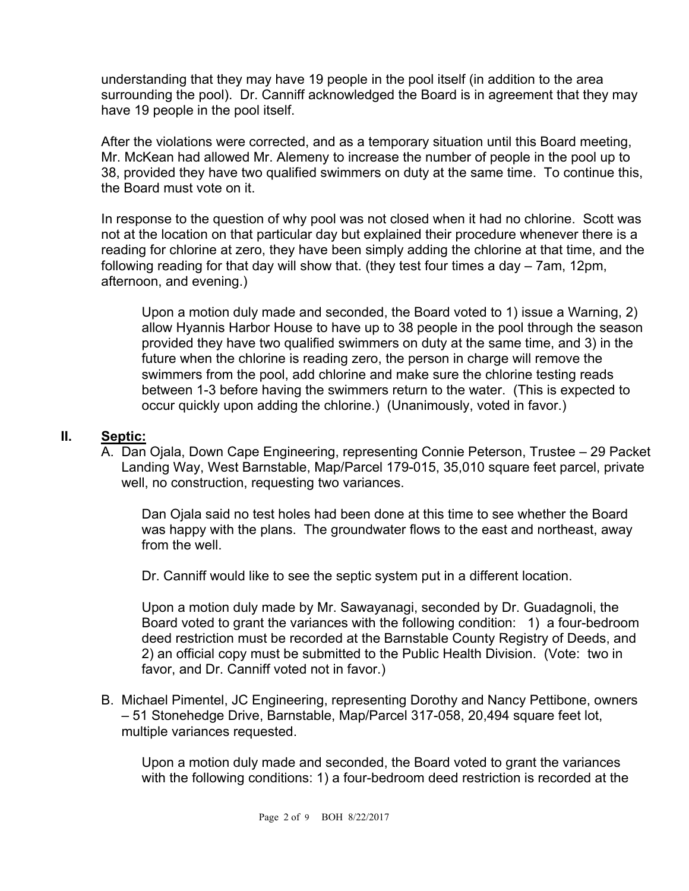understanding that they may have 19 people in the pool itself (in addition to the area surrounding the pool). Dr. Canniff acknowledged the Board is in agreement that they may have 19 people in the pool itself.

After the violations were corrected, and as a temporary situation until this Board meeting, Mr. McKean had allowed Mr. Alemeny to increase the number of people in the pool up to 38, provided they have two qualified swimmers on duty at the same time. To continue this, the Board must vote on it.

In response to the question of why pool was not closed when it had no chlorine. Scott was not at the location on that particular day but explained their procedure whenever there is a reading for chlorine at zero, they have been simply adding the chlorine at that time, and the following reading for that day will show that. (they test four times a day – 7am, 12pm, afternoon, and evening.)

> Upon a motion duly made and seconded, the Board voted to 1) issue a Warning, 2) allow Hyannis Harbor House to have up to 38 people in the pool through the season provided they have two qualified swimmers on duty at the same time, and 3) in the future when the chlorine is reading zero, the person in charge will remove the swimmers from the pool, add chlorine and make sure the chlorine testing reads between 1-3 before having the swimmers return to the water. (This is expected to occur quickly upon adding the chlorine.) (Unanimously, voted in favor.)

## II. Septic:

A. Dan Ojala, Down Cape Engineering, representing Connie Peterson, Trustee – 29 Packet Landing Way, West Barnstable, Map/Parcel 179-015, 35,010 square feet parcel, private well, no construction, requesting two variances.

> Dan Ojala said no test holes had been done at this time to see whether the Board was happy with the plans. The groundwater flows to the east and northeast, away from the well.
>
> Dr. Canniff would like to see the septic system put in a different location.
>
> Upon a motion duly made by Mr. Sawayanagi, seconded by Dr. Guadagnoli, the Board voted to grant the variances with the following condition: 1) a four-bedroom deed restriction must be recorded at the Barnstable County Registry of Deeds, and 2) an official copy must be submitted to the Public Health Division. (Vote: two in favor, and Dr. Canniff voted not in favor.)

B. Michael Pimentel, JC Engineering, representing Dorothy and Nancy Pettibone, owners – 51 Stonehedge Drive, Barnstable, Map/Parcel 317-058, 20,494 square feet lot, multiple variances requested.

> Upon a motion duly made and seconded, the Board voted to grant the variances with the following conditions: 1) a four-bedroom deed restriction is recorded at the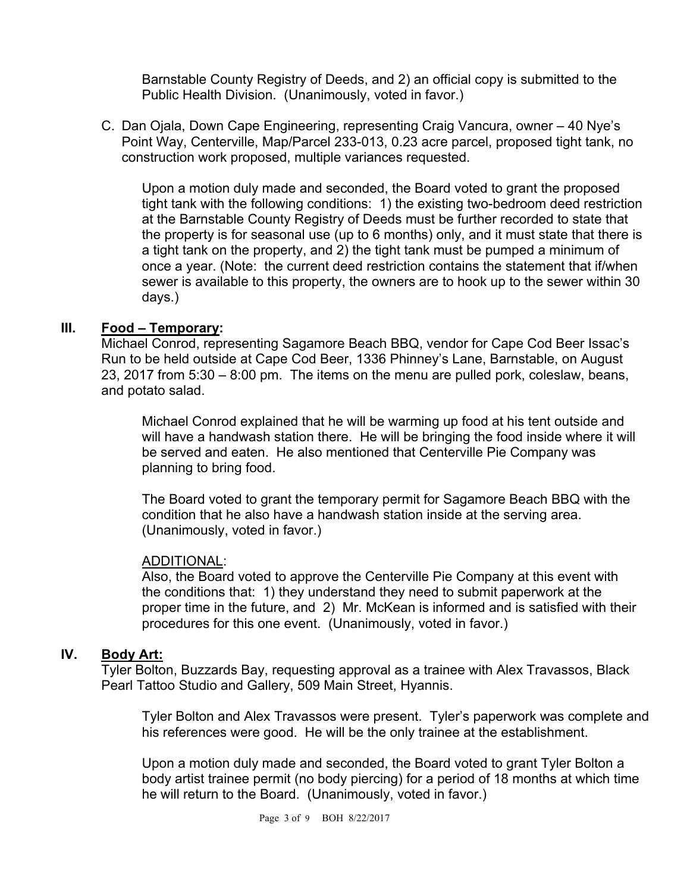Barnstable County Registry of Deeds, and 2) an official copy is submitted to the Public Health Division. (Unanimously, voted in favor.)

C. Dan Ojala, Down Cape Engineering, representing Craig Vancura, owner – 40 Nye's Point Way, Centerville, Map/Parcel 233-013, 0.23 acre parcel, proposed tight tank, no construction work proposed, multiple variances requested.

Upon a motion duly made and seconded, the Board voted to grant the proposed tight tank with the following conditions: 1) the existing two-bedroom deed restriction at the Barnstable County Registry of Deeds must be further recorded to state that the property is for seasonal use (up to 6 months) only, and it must state that there is a tight tank on the property, and 2) the tight tank must be pumped a minimum of once a year. (Note: the current deed restriction contains the statement that if/when sewer is available to this property, the owners are to hook up to the sewer within 30 days.)

## III. Food – Temporary:

Michael Conrod, representing Sagamore Beach BBQ, vendor for Cape Cod Beer Issac's Run to be held outside at Cape Cod Beer, 1336 Phinney's Lane, Barnstable, on August 23, 2017 from 5:30 – 8:00 pm. The items on the menu are pulled pork, coleslaw, beans, and potato salad.

Michael Conrod explained that he will be warming up food at his tent outside and will have a handwash station there. He will be bringing the food inside where it will be served and eaten. He also mentioned that Centerville Pie Company was planning to bring food.

The Board voted to grant the temporary permit for Sagamore Beach BBQ with the condition that he also have a handwash station inside at the serving area. (Unanimously, voted in favor.)

ADDITIONAL:
Also, the Board voted to approve the Centerville Pie Company at this event with the conditions that: 1) they understand they need to submit paperwork at the proper time in the future, and 2) Mr. McKean is informed and is satisfied with their procedures for this one event. (Unanimously, voted in favor.)

## IV. Body Art:

Tyler Bolton, Buzzards Bay, requesting approval as a trainee with Alex Travassos, Black Pearl Tattoo Studio and Gallery, 509 Main Street, Hyannis.

Tyler Bolton and Alex Travassos were present. Tyler's paperwork was complete and his references were good. He will be the only trainee at the establishment.

Upon a motion duly made and seconded, the Board voted to grant Tyler Bolton a body artist trainee permit (no body piercing) for a period of 18 months at which time he will return to the Board. (Unanimously, voted in favor.)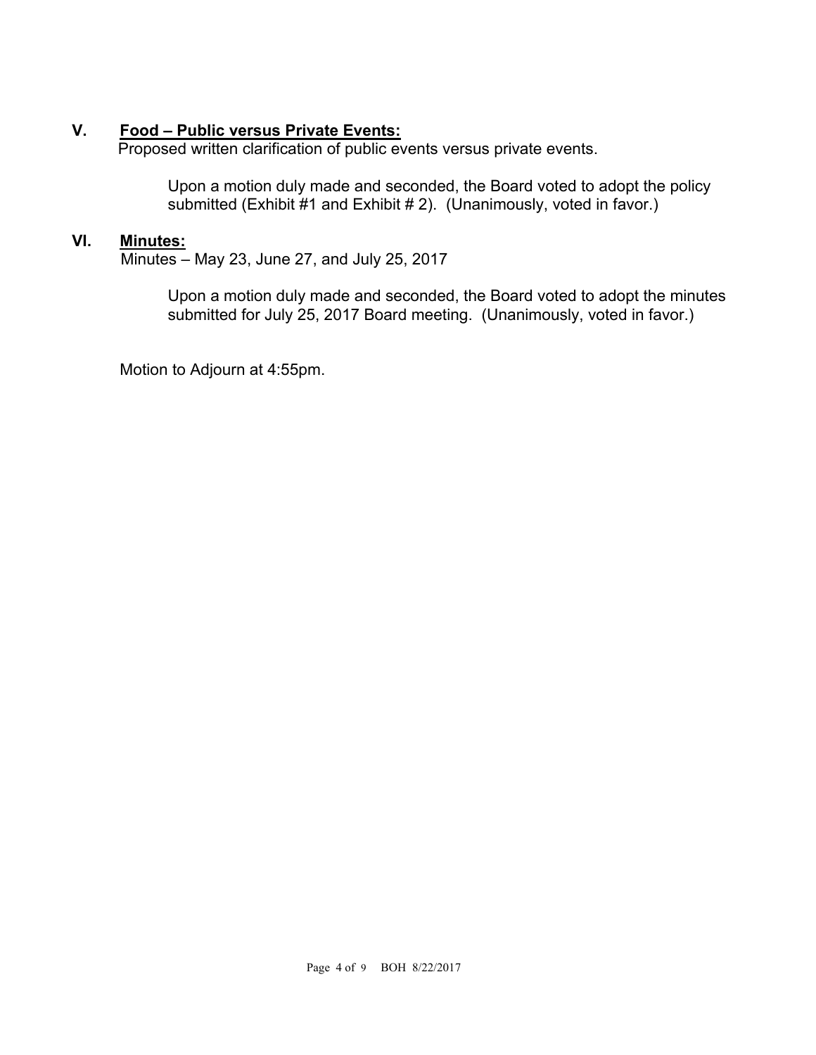## V. Food – Public versus Private Events:

Proposed written clarification of public events versus private events.

Upon a motion duly made and seconded, the Board voted to adopt the policy submitted (Exhibit #1 and Exhibit # 2). (Unanimously, voted in favor.)

## VI. Minutes:

Minutes – May 23, June 27, and July 25, 2017

Upon a motion duly made and seconded, the Board voted to adopt the minutes submitted for July 25, 2017 Board meeting. (Unanimously, voted in favor.)

Motion to Adjourn at 4:55pm.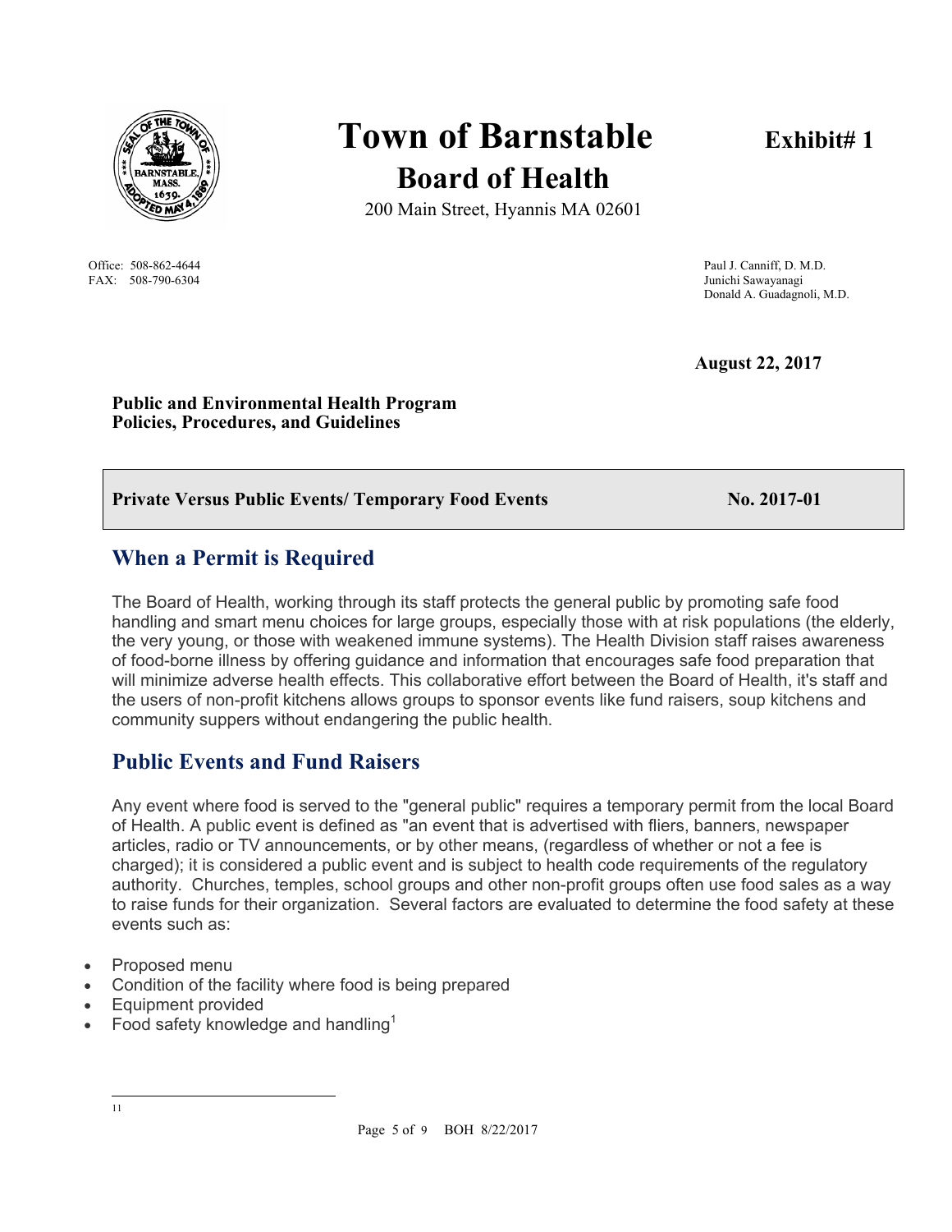# Town of Barnstable

## Board of Health

200 Main Street, Hyannis MA 02601

**Exhibit# 1**

Office: 508-862-4644
FAX: 508-790-6304

Paul J. Canniff, D. M.D.
Junichi Sawayanagi
Donald A. Guadagnoli, M.D.

**August 22, 2017**

**Public and Environmental Health Program**
**Policies, Procedures, and Guidelines**

| **Private Versus Public Events/ Temporary Food Events** | **No. 2017-01** |
| --- | --- |

## When a Permit is Required

The Board of Health, working through its staff protects the general public by promoting safe food handling and smart menu choices for large groups, especially those with at risk populations (the elderly, the very young, or those with weakened immune systems). The Health Division staff raises awareness of food-borne illness by offering guidance and information that encourages safe food preparation that will minimize adverse health effects. This collaborative effort between the Board of Health, it's staff and the users of non-profit kitchens allows groups to sponsor events like fund raisers, soup kitchens and community suppers without endangering the public health.

## Public Events and Fund Raisers

Any event where food is served to the "general public" requires a temporary permit from the local Board of Health. A public event is defined as "an event that is advertised with fliers, banners, newspaper articles, radio or TV announcements, or by other means, (regardless of whether or not a fee is charged); it is considered a public event and is subject to health code requirements of the regulatory authority. Churches, temples, school groups and other non-profit groups often use food sales as a way to raise funds for their organization. Several factors are evaluated to determine the food safety at these events such as:

- Proposed menu
- Condition of the facility where food is being prepared
- Equipment provided
- Food safety knowledge and handling[1]

---

11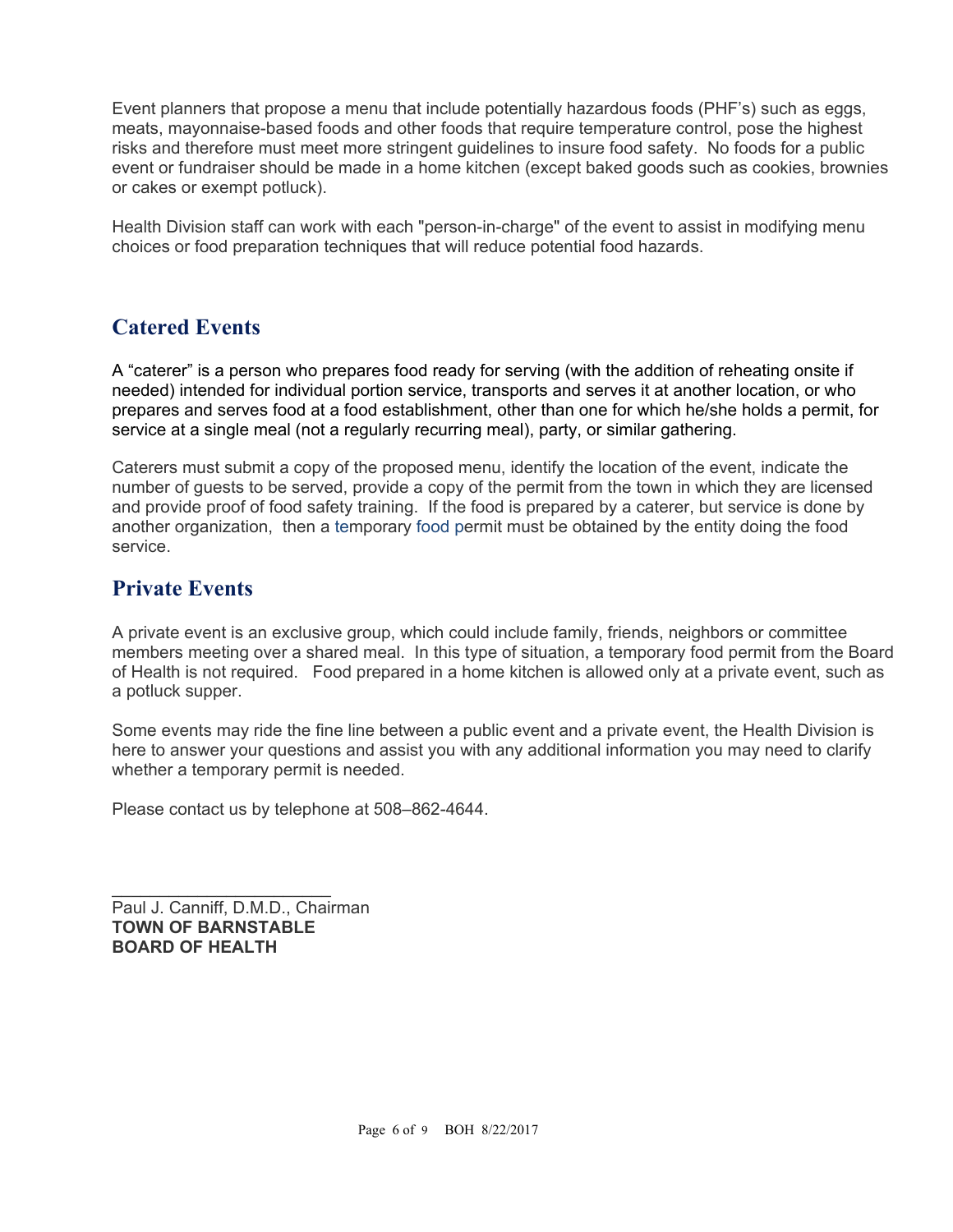Event planners that propose a menu that include potentially hazardous foods (PHF's) such as eggs, meats, mayonnaise-based foods and other foods that require temperature control, pose the highest risks and therefore must meet more stringent guidelines to insure food safety. No foods for a public event or fundraiser should be made in a home kitchen (except baked goods such as cookies, brownies or cakes or exempt potluck).

Health Division staff can work with each "person-in-charge" of the event to assist in modifying menu choices or food preparation techniques that will reduce potential food hazards.

## Catered Events

A "caterer" is a person who prepares food ready for serving (with the addition of reheating onsite if needed) intended for individual portion service, transports and serves it at another location, or who prepares and serves food at a food establishment, other than one for which he/she holds a permit, for service at a single meal (not a regularly recurring meal), party, or similar gathering.

Caterers must submit a copy of the proposed menu, identify the location of the event, indicate the number of guests to be served, provide a copy of the permit from the town in which they are licensed and provide proof of food safety training. If the food is prepared by a caterer, but service is done by another organization, then a temporary food permit must be obtained by the entity doing the food service.

## Private Events

A private event is an exclusive group, which could include family, friends, neighbors or committee members meeting over a shared meal. In this type of situation, a temporary food permit from the Board of Health is not required. Food prepared in a home kitchen is allowed only at a private event, such as a potluck supper.

Some events may ride the fine line between a public event and a private event, the Health Division is here to answer your questions and assist you with any additional information you may need to clarify whether a temporary permit is needed.

Please contact us by telephone at 508–862-4644.

\_\_\_\_\_\_\_\_\_\_\_\_\_\_\_\_\_\_\_\_\_\_\_

Paul J. Canniff, D.M.D., Chairman
**TOWN OF BARNSTABLE**
**BOARD OF HEALTH**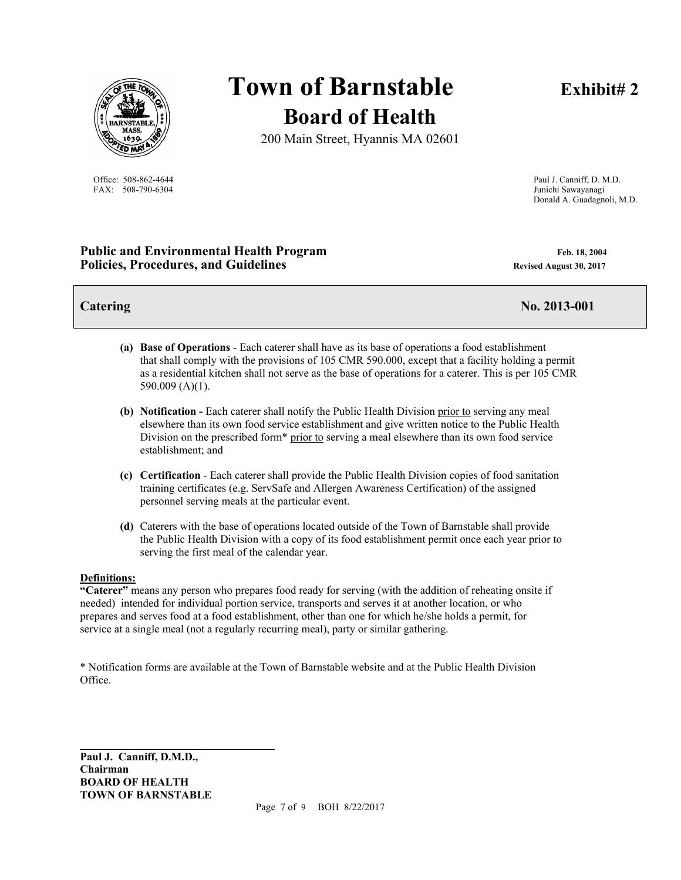# Town of Barnstable

## Board of Health

200 Main Street, Hyannis MA 02601

**Exhibit# 2**

Office: 508-862-4644
FAX: 508-790-6304

Paul J. Canniff, D. M.D.
Junichi Sawayanagi
Donald A. Guadagnoli, M.D.

**Public and Environmental Health Program**
**Policies, Procedures, and Guidelines**

**Feb. 18, 2004**
**Revised August 30, 2017**

## Catering — No. 2013-001

**(a) Base of Operations** - Each caterer shall have as its base of operations a food establishment that shall comply with the provisions of 105 CMR 590.000, except that a facility holding a permit as a residential kitchen shall not serve as the base of operations for a caterer. This is per 105 CMR 590.009 (A)(1).

**(b) Notification -** Each caterer shall notify the Public Health Division prior to serving any meal elsewhere than its own food service establishment and give written notice to the Public Health Division on the prescribed form* prior to serving a meal elsewhere than its own food service establishment; and

**(c) Certification** - Each caterer shall provide the Public Health Division copies of food sanitation training certificates (e.g. ServSafe and Allergen Awareness Certification) of the assigned personnel serving meals at the particular event.

**(d)** Caterers with the base of operations located outside of the Town of Barnstable shall provide the Public Health Division with a copy of its food establishment permit once each year prior to serving the first meal of the calendar year.

**Definitions:**

**"Caterer"** means any person who prepares food ready for serving (with the addition of reheating onsite if needed) intended for individual portion service, transports and serves it at another location, or who prepares and serves food at a food establishment, other than one for which he/she holds a permit, for service at a single meal (not a regularly recurring meal), party or similar gathering.

* Notification forms are available at the Town of Barnstable website and at the Public Health Division Office.

**Paul J. Canniff, D.M.D.,**
**Chairman**
**BOARD OF HEALTH**
**TOWN OF BARNSTABLE**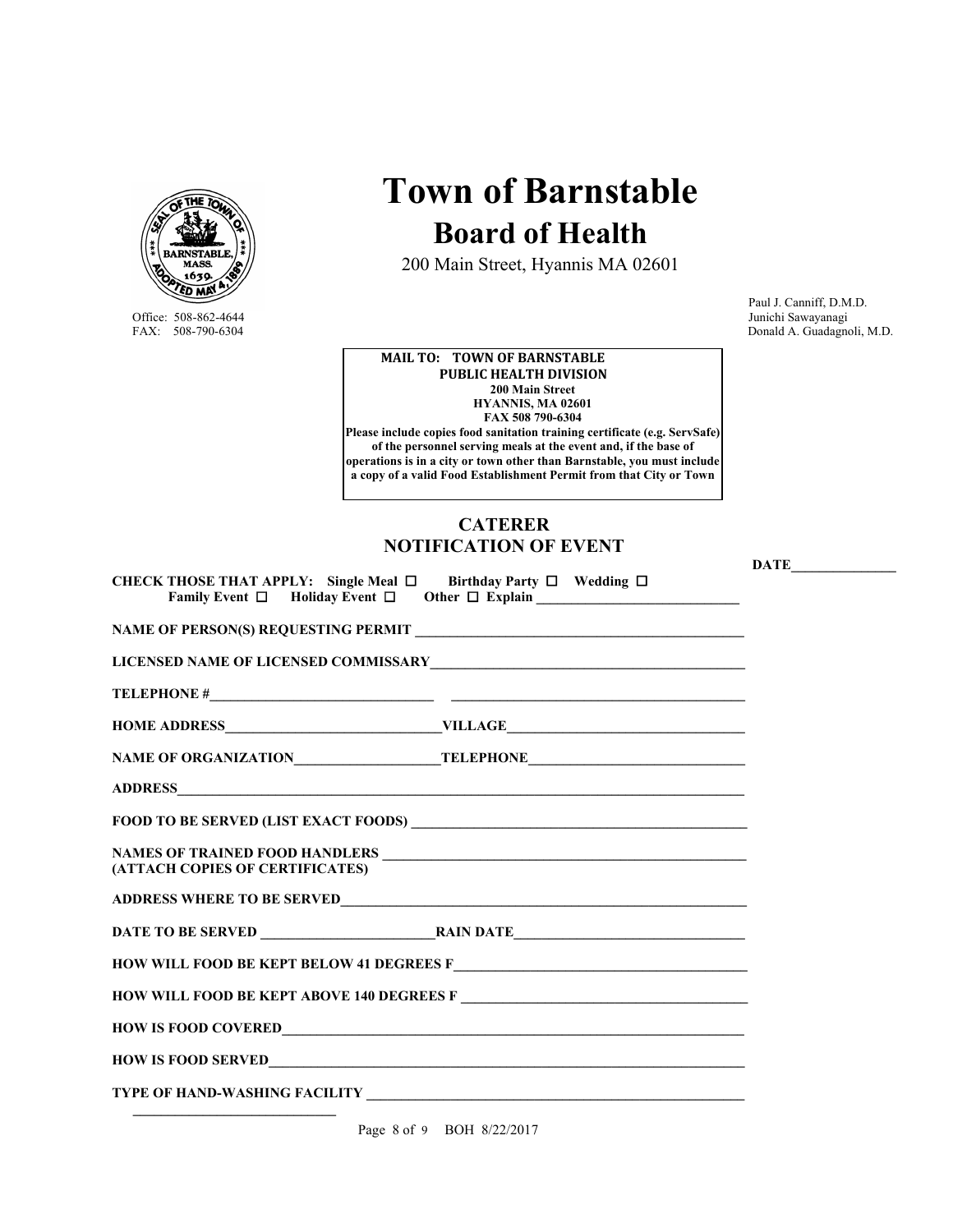# Town of Barnstable

## Board of Health

200 Main Street, Hyannis MA 02601

Office: 508-862-4644
FAX: 508-790-6304

Paul J. Canniff, D.M.D.
Junichi Sawayanagi
Donald A. Guadagnoli, M.D.

> **MAIL TO: TOWN OF BARNSTABLE**
> **PUBLIC HEALTH DIVISION**
> **200 Main Street**
> **HYANNIS, MA 02601**
> **FAX 508 790-6304**
> **Please include copies food sanitation training certificate (e.g. ServSafe) of the personnel serving meals at the event and, if the base of operations is in a city or town other than Barnstable, you must include a copy of a valid Food Establishment Permit from that City or Town**

## CATERER NOTIFICATION OF EVENT

**DATE**_______________

**CHECK THOSE THAT APPLY:** **Single Meal** ☐ **Birthday Party** ☐ **Wedding** ☐ **Family Event** ☐ **Holiday Event** ☐ **Other** ☐ **Explain** _____________________________

**NAME OF PERSON(S) REQUESTING PERMIT** _______________________________________________

**LICENSED NAME OF LICENSED COMMISSARY**_____________________________________________

**TELEPHONE #**________________________________ ___________________________________________

**HOME ADDRESS**______________________________**VILLAGE**_________________________________

**NAME OF ORGANIZATION**____________________**TELEPHONE**______________________________

**ADDRESS**___________________________________________________________________________________

**FOOD TO BE SERVED (LIST EXACT FOODS)** _______________________________________________

**NAMES OF TRAINED FOOD HANDLERS** ___________________________________________________
**(ATTACH COPIES OF CERTIFICATES)**

**ADDRESS WHERE TO BE SERVED**_________________________________________________________

**DATE TO BE SERVED** ________________________**RAIN DATE**________________________________

**HOW WILL FOOD BE KEPT BELOW 41 DEGREES F**_________________________________________

**HOW WILL FOOD BE KEPT ABOVE 140 DEGREES F** ________________________________________

**HOW IS FOOD COVERED**______________________________________________________________

**HOW IS FOOD SERVED**_______________________________________________________________

**TYPE OF HAND-WASHING FACILITY** ____________________________________________________
_____________________________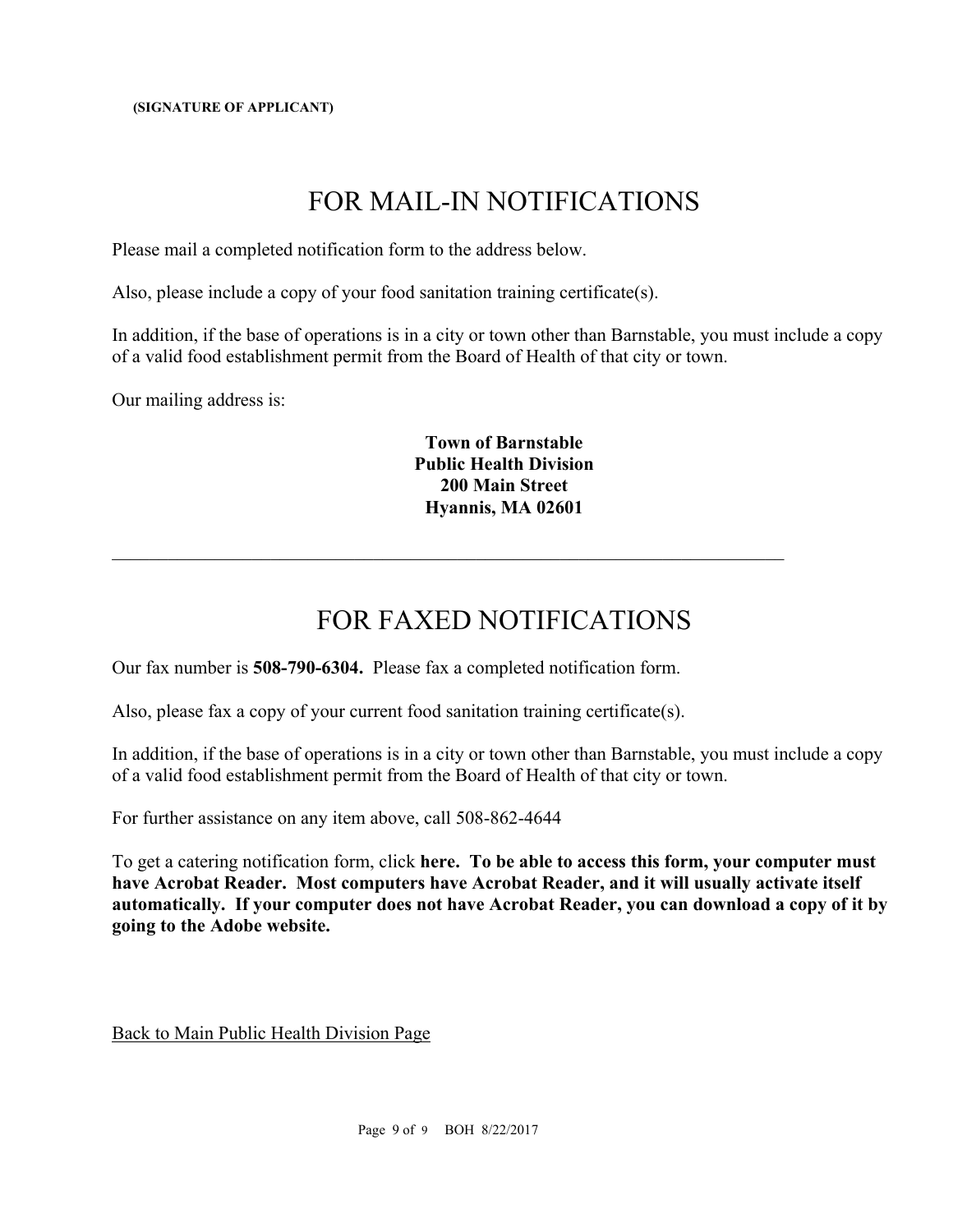**(SIGNATURE OF APPLICANT)**

# FOR MAIL-IN NOTIFICATIONS

Please mail a completed notification form to the address below.

Also, please include a copy of your food sanitation training certificate(s).

In addition, if the base of operations is in a city or town other than Barnstable, you must include a copy of a valid food establishment permit from the Board of Health of that city or town.

Our mailing address is:

**Town of Barnstable**
**Public Health Division**
**200 Main Street**
**Hyannis, MA 02601**

---

# FOR FAXED NOTIFICATIONS

Our fax number is **508-790-6304.** Please fax a completed notification form.

Also, please fax a copy of your current food sanitation training certificate(s).

In addition, if the base of operations is in a city or town other than Barnstable, you must include a copy of a valid food establishment permit from the Board of Health of that city or town.

For further assistance on any item above, call 508-862-4644

To get a catering notification form, click **here. To be able to access this form, your computer must have Acrobat Reader. Most computers have Acrobat Reader, and it will usually activate itself automatically. If your computer does not have Acrobat Reader, you can download a copy of it by going to the Adobe website.**

Back to Main Public Health Division Page